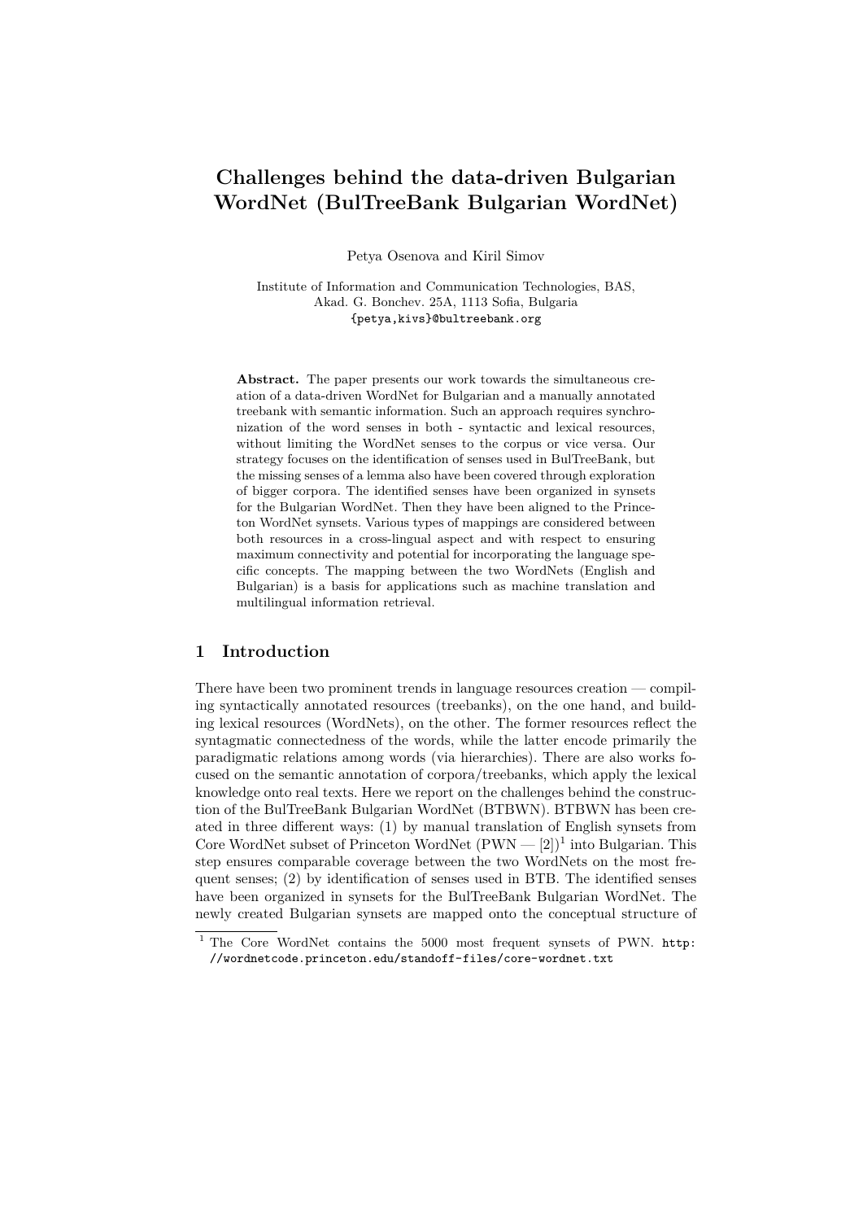# Challenges behind the data-driven Bulgarian WordNet (BulTreeBank Bulgarian WordNet)

Petya Osenova and Kiril Simov

Institute of Information and Communication Technologies, BAS,
Akad. G. Bonchev. 25A, 1113 Sofia, Bulgaria
{petya,kivs}@bultreebank.org

**Abstract.** The paper presents our work towards the simultaneous creation of a data-driven WordNet for Bulgarian and a manually annotated treebank with semantic information. Such an approach requires synchronization of the word senses in both - syntactic and lexical resources, without limiting the WordNet senses to the corpus or vice versa. Our strategy focuses on the identification of senses used in BulTreeBank, but the missing senses of a lemma also have been covered through exploration of bigger corpora. The identified senses have been organized in synsets for the Bulgarian WordNet. Then they have been aligned to the Princeton WordNet synsets. Various types of mappings are considered between both resources in a cross-lingual aspect and with respect to ensuring maximum connectivity and potential for incorporating the language specific concepts. The mapping between the two WordNets (English and Bulgarian) is a basis for applications such as machine translation and multilingual information retrieval.

## 1 Introduction

There have been two prominent trends in language resources creation — compiling syntactically annotated resources (treebanks), on the one hand, and building lexical resources (WordNets), on the other. The former resources reflect the syntagmatic connectedness of the words, while the latter encode primarily the paradigmatic relations among words (via hierarchies). There are also works focused on the semantic annotation of corpora/treebanks, which apply the lexical knowledge onto real texts. Here we report on the challenges behind the construction of the BulTreeBank Bulgarian WordNet (BTBWN). BTBWN has been created in three different ways: (1) by manual translation of English synsets from Core WordNet subset of Princeton WordNet (PWN — [2])[1] into Bulgarian. This step ensures comparable coverage between the two WordNets on the most frequent senses; (2) by identification of senses used in BTB. The identified senses have been organized in synsets for the BulTreeBank Bulgarian WordNet. The newly created Bulgarian synsets are mapped onto the conceptual structure of

[1] The Core WordNet contains the 5000 most frequent synsets of PWN. http://wordnetcode.princeton.edu/standoff-files/core-wordnet.txt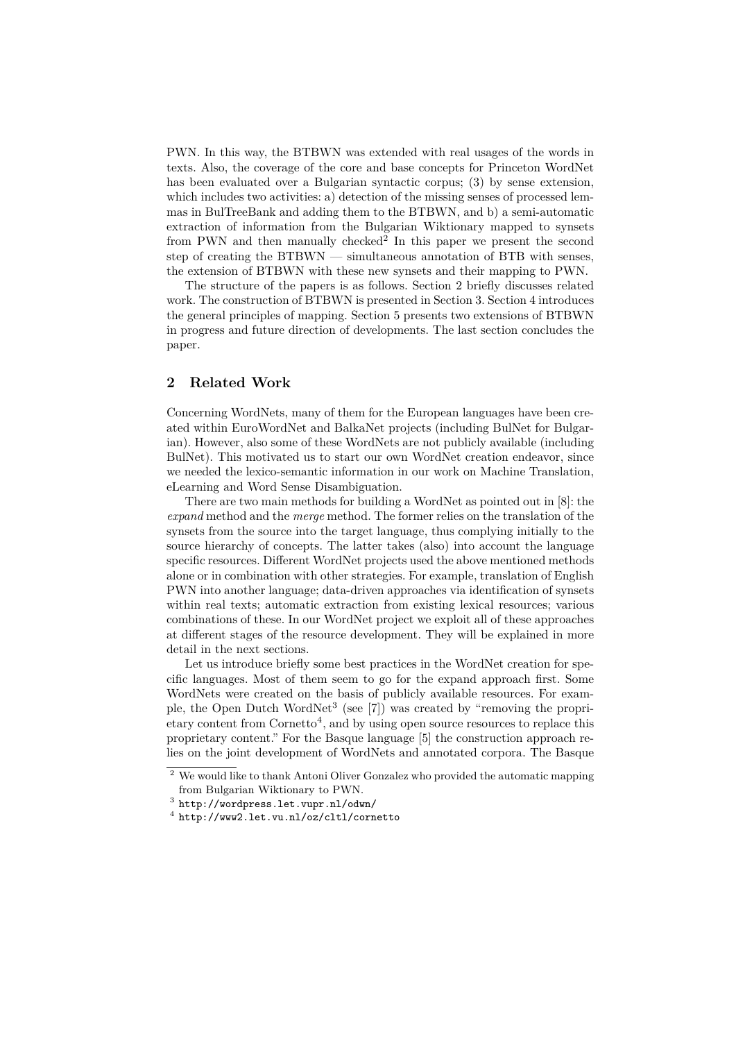PWN. In this way, the BTBWN was extended with real usages of the words in texts. Also, the coverage of the core and base concepts for Princeton WordNet has been evaluated over a Bulgarian syntactic corpus; (3) by sense extension, which includes two activities: a) detection of the missing senses of processed lemmas in BulTreeBank and adding them to the BTBWN, and b) a semi-automatic extraction of information from the Bulgarian Wiktionary mapped to synsets from PWN and then manually checked[2] In this paper we present the second step of creating the BTBWN — simultaneous annotation of BTB with senses, the extension of BTBWN with these new synsets and their mapping to PWN.

The structure of the papers is as follows. Section 2 briefly discusses related work. The construction of BTBWN is presented in Section 3. Section 4 introduces the general principles of mapping. Section 5 presents two extensions of BTBWN in progress and future direction of developments. The last section concludes the paper.

## 2 Related Work

Concerning WordNets, many of them for the European languages have been created within EuroWordNet and BalkaNet projects (including BulNet for Bulgarian). However, also some of these WordNets are not publicly available (including BulNet). This motivated us to start our own WordNet creation endeavor, since we needed the lexico-semantic information in our work on Machine Translation, eLearning and Word Sense Disambiguation.

There are two main methods for building a WordNet as pointed out in [8]: the *expand* method and the *merge* method. The former relies on the translation of the synsets from the source into the target language, thus complying initially to the source hierarchy of concepts. The latter takes (also) into account the language specific resources. Different WordNet projects used the above mentioned methods alone or in combination with other strategies. For example, translation of English PWN into another language; data-driven approaches via identification of synsets within real texts; automatic extraction from existing lexical resources; various combinations of these. In our WordNet project we exploit all of these approaches at different stages of the resource development. They will be explained in more detail in the next sections.

Let us introduce briefly some best practices in the WordNet creation for specific languages. Most of them seem to go for the expand approach first. Some WordNets were created on the basis of publicly available resources. For example, the Open Dutch WordNet[3] (see [7]) was created by "removing the proprietary content from Cornetto[4], and by using open source resources to replace this proprietary content." For the Basque language [5] the construction approach relies on the joint development of WordNets and annotated corpora. The Basque

[2] We would like to thank Antoni Oliver Gonzalez who provided the automatic mapping from Bulgarian Wiktionary to PWN.

[3] http://wordpress.let.vupr.nl/odwn/

[4] http://www2.let.vu.nl/oz/cltl/cornetto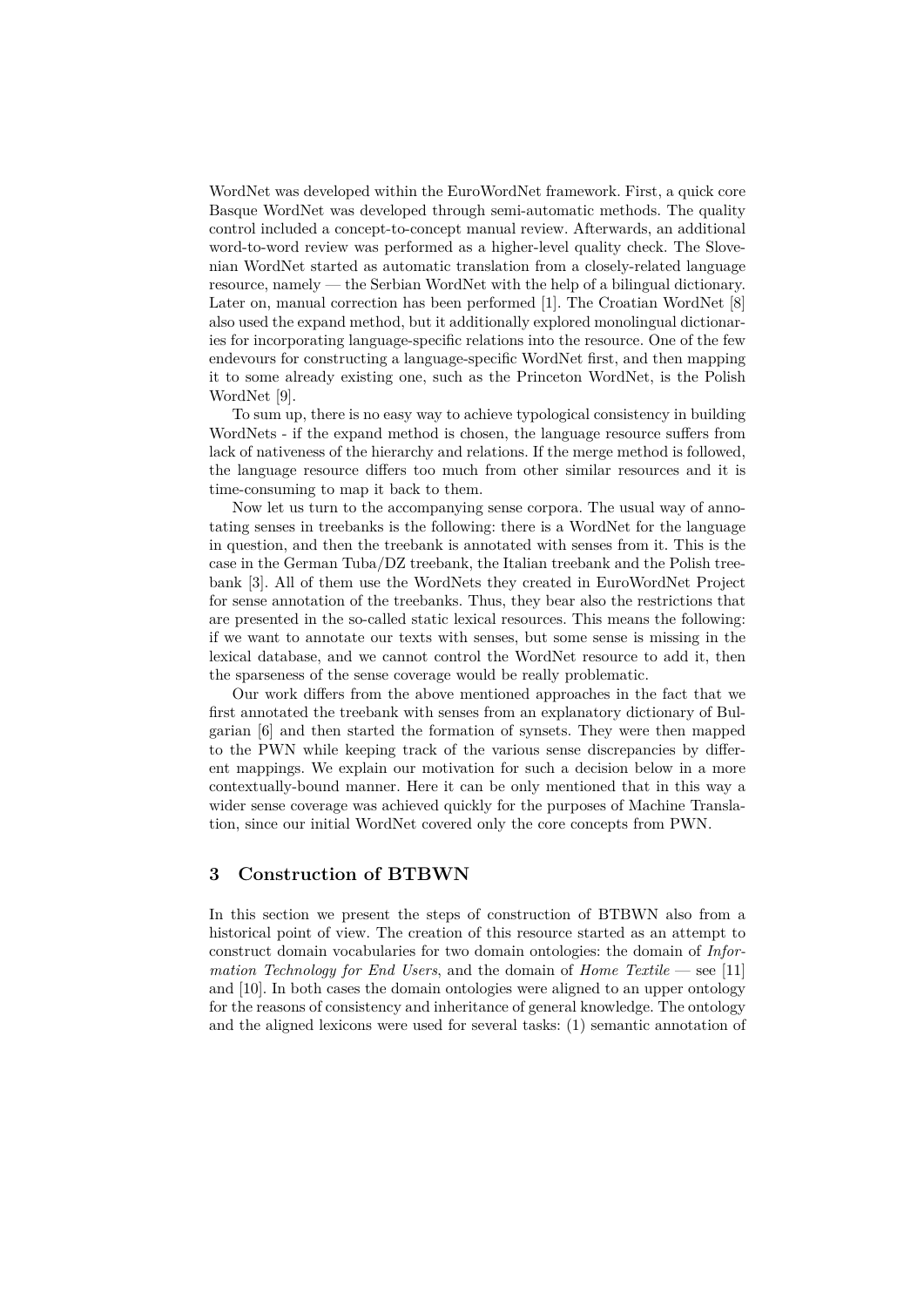WordNet was developed within the EuroWordNet framework. First, a quick core Basque WordNet was developed through semi-automatic methods. The quality control included a concept-to-concept manual review. Afterwards, an additional word-to-word review was performed as a higher-level quality check. The Slovenian WordNet started as automatic translation from a closely-related language resource, namely — the Serbian WordNet with the help of a bilingual dictionary. Later on, manual correction has been performed [1]. The Croatian WordNet [8] also used the expand method, but it additionally explored monolingual dictionaries for incorporating language-specific relations into the resource. One of the few endevours for constructing a language-specific WordNet first, and then mapping it to some already existing one, such as the Princeton WordNet, is the Polish WordNet [9].

To sum up, there is no easy way to achieve typological consistency in building WordNets - if the expand method is chosen, the language resource suffers from lack of nativeness of the hierarchy and relations. If the merge method is followed, the language resource differs too much from other similar resources and it is time-consuming to map it back to them.

Now let us turn to the accompanying sense corpora. The usual way of annotating senses in treebanks is the following: there is a WordNet for the language in question, and then the treebank is annotated with senses from it. This is the case in the German Tuba/DZ treebank, the Italian treebank and the Polish treebank [3]. All of them use the WordNets they created in EuroWordNet Project for sense annotation of the treebanks. Thus, they bear also the restrictions that are presented in the so-called static lexical resources. This means the following: if we want to annotate our texts with senses, but some sense is missing in the lexical database, and we cannot control the WordNet resource to add it, then the sparseness of the sense coverage would be really problematic.

Our work differs from the above mentioned approaches in the fact that we first annotated the treebank with senses from an explanatory dictionary of Bulgarian [6] and then started the formation of synsets. They were then mapped to the PWN while keeping track of the various sense discrepancies by different mappings. We explain our motivation for such a decision below in a more contextually-bound manner. Here it can be only mentioned that in this way a wider sense coverage was achieved quickly for the purposes of Machine Translation, since our initial WordNet covered only the core concepts from PWN.

## 3 Construction of BTBWN

In this section we present the steps of construction of BTBWN also from a historical point of view. The creation of this resource started as an attempt to construct domain vocabularies for two domain ontologies: the domain of *Information Technology for End Users*, and the domain of *Home Textile* — see [11] and [10]. In both cases the domain ontologies were aligned to an upper ontology for the reasons of consistency and inheritance of general knowledge. The ontology and the aligned lexicons were used for several tasks: (1) semantic annotation of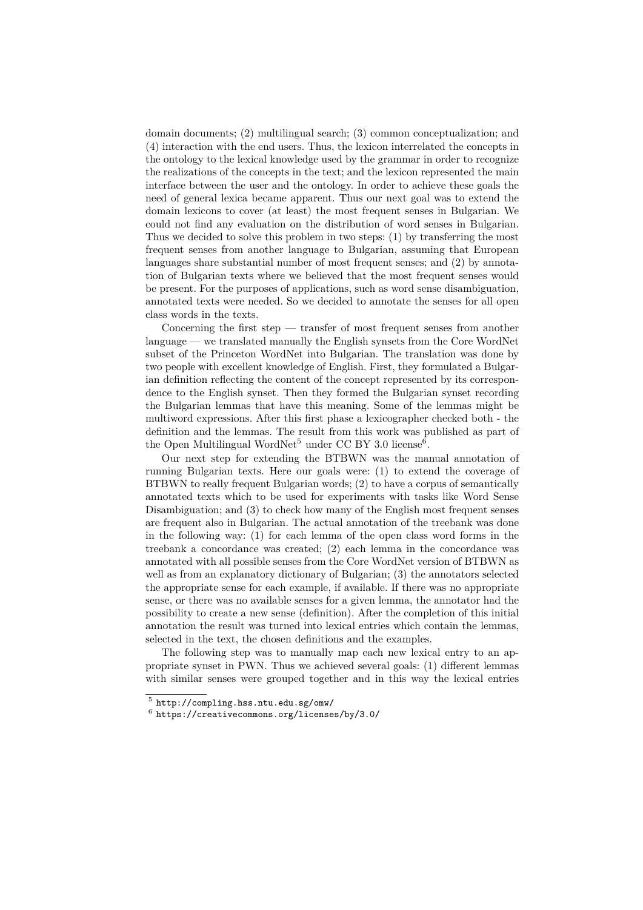domain documents; (2) multilingual search; (3) common conceptualization; and (4) interaction with the end users. Thus, the lexicon interrelated the concepts in the ontology to the lexical knowledge used by the grammar in order to recognize the realizations of the concepts in the text; and the lexicon represented the main interface between the user and the ontology. In order to achieve these goals the need of general lexica became apparent. Thus our next goal was to extend the domain lexicons to cover (at least) the most frequent senses in Bulgarian. We could not find any evaluation on the distribution of word senses in Bulgarian. Thus we decided to solve this problem in two steps: (1) by transferring the most frequent senses from another language to Bulgarian, assuming that European languages share substantial number of most frequent senses; and (2) by annotation of Bulgarian texts where we believed that the most frequent senses would be present. For the purposes of applications, such as word sense disambiguation, annotated texts were needed. So we decided to annotate the senses for all open class words in the texts.

Concerning the first step — transfer of most frequent senses from another language — we translated manually the English synsets from the Core WordNet subset of the Princeton WordNet into Bulgarian. The translation was done by two people with excellent knowledge of English. First, they formulated a Bulgarian definition reflecting the content of the concept represented by its correspondence to the English synset. Then they formed the Bulgarian synset recording the Bulgarian lemmas that have this meaning. Some of the lemmas might be multiword expressions. After this first phase a lexicographer checked both - the definition and the lemmas. The result from this work was published as part of the Open Multilingual WordNet[5] under CC BY 3.0 license[6].

Our next step for extending the BTBWN was the manual annotation of running Bulgarian texts. Here our goals were: (1) to extend the coverage of BTBWN to really frequent Bulgarian words; (2) to have a corpus of semantically annotated texts which to be used for experiments with tasks like Word Sense Disambiguation; and (3) to check how many of the English most frequent senses are frequent also in Bulgarian. The actual annotation of the treebank was done in the following way: (1) for each lemma of the open class word forms in the treebank a concordance was created; (2) each lemma in the concordance was annotated with all possible senses from the Core WordNet version of BTBWN as well as from an explanatory dictionary of Bulgarian; (3) the annotators selected the appropriate sense for each example, if available. If there was no appropriate sense, or there was no available senses for a given lemma, the annotator had the possibility to create a new sense (definition). After the completion of this initial annotation the result was turned into lexical entries which contain the lemmas, selected in the text, the chosen definitions and the examples.

The following step was to manually map each new lexical entry to an appropriate synset in PWN. Thus we achieved several goals: (1) different lemmas with similar senses were grouped together and in this way the lexical entries

[5] http://compling.hss.ntu.edu.sg/omw/

[6] https://creativecommons.org/licenses/by/3.0/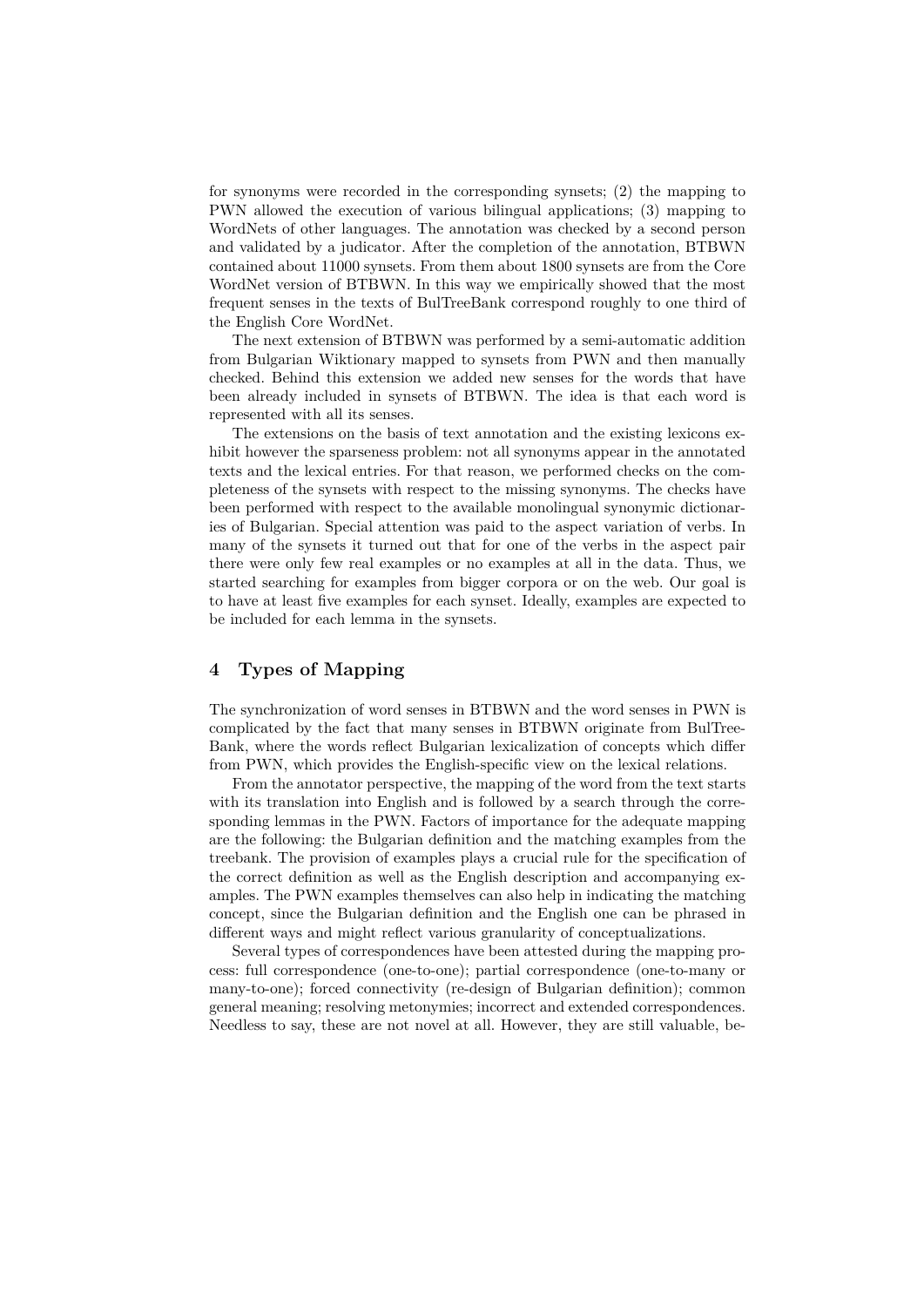for synonyms were recorded in the corresponding synsets; (2) the mapping to PWN allowed the execution of various bilingual applications; (3) mapping to WordNets of other languages. The annotation was checked by a second person and validated by a judicator. After the completion of the annotation, BTBWN contained about 11000 synsets. From them about 1800 synsets are from the Core WordNet version of BTBWN. In this way we empirically showed that the most frequent senses in the texts of BulTreeBank correspond roughly to one third of the English Core WordNet.

The next extension of BTBWN was performed by a semi-automatic addition from Bulgarian Wiktionary mapped to synsets from PWN and then manually checked. Behind this extension we added new senses for the words that have been already included in synsets of BTBWN. The idea is that each word is represented with all its senses.

The extensions on the basis of text annotation and the existing lexicons exhibit however the sparseness problem: not all synonyms appear in the annotated texts and the lexical entries. For that reason, we performed checks on the completeness of the synsets with respect to the missing synonyms. The checks have been performed with respect to the available monolingual synonymic dictionaries of Bulgarian. Special attention was paid to the aspect variation of verbs. In many of the synsets it turned out that for one of the verbs in the aspect pair there were only few real examples or no examples at all in the data. Thus, we started searching for examples from bigger corpora or on the web. Our goal is to have at least five examples for each synset. Ideally, examples are expected to be included for each lemma in the synsets.

## 4 Types of Mapping

The synchronization of word senses in BTBWN and the word senses in PWN is complicated by the fact that many senses in BTBWN originate from BulTreeBank, where the words reflect Bulgarian lexicalization of concepts which differ from PWN, which provides the English-specific view on the lexical relations.

From the annotator perspective, the mapping of the word from the text starts with its translation into English and is followed by a search through the corresponding lemmas in the PWN. Factors of importance for the adequate mapping are the following: the Bulgarian definition and the matching examples from the treebank. The provision of examples plays a crucial rule for the specification of the correct definition as well as the English description and accompanying examples. The PWN examples themselves can also help in indicating the matching concept, since the Bulgarian definition and the English one can be phrased in different ways and might reflect various granularity of conceptualizations.

Several types of correspondences have been attested during the mapping process: full correspondence (one-to-one); partial correspondence (one-to-many or many-to-one); forced connectivity (re-design of Bulgarian definition); common general meaning; resolving metonymies; incorrect and extended correspondences. Needless to say, these are not novel at all. However, they are still valuable, be-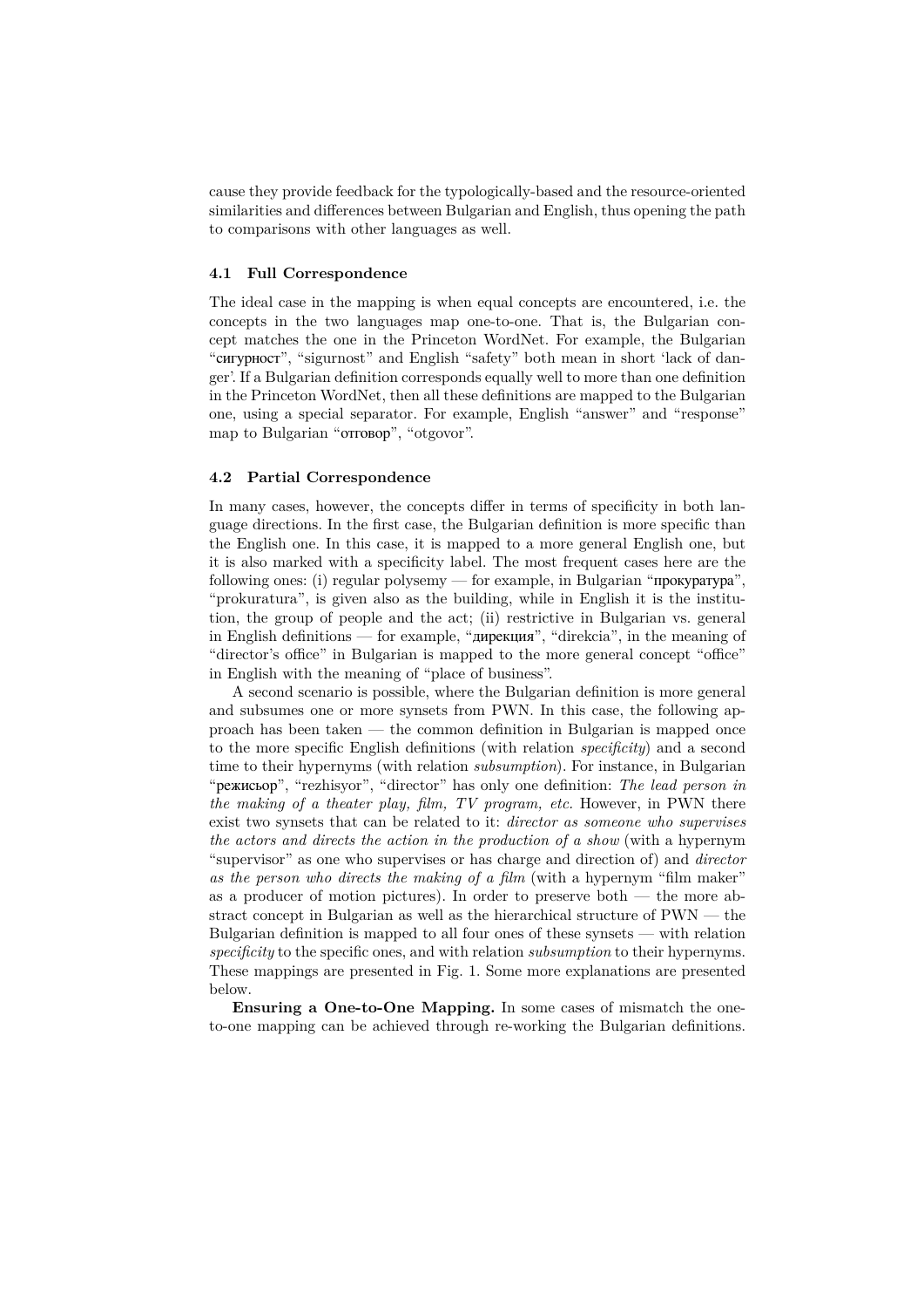cause they provide feedback for the typologically-based and the resource-oriented similarities and differences between Bulgarian and English, thus opening the path to comparisons with other languages as well.

### 4.1 Full Correspondence

The ideal case in the mapping is when equal concepts are encountered, i.e. the concepts in the two languages map one-to-one. That is, the Bulgarian concept matches the one in the Princeton WordNet. For example, the Bulgarian "сигурност", "sigurnost" and English "safety" both mean in short 'lack of danger'. If a Bulgarian definition corresponds equally well to more than one definition in the Princeton WordNet, then all these definitions are mapped to the Bulgarian one, using a special separator. For example, English "answer" and "response" map to Bulgarian "отговор", "otgovor".

### 4.2 Partial Correspondence

In many cases, however, the concepts differ in terms of specificity in both language directions. In the first case, the Bulgarian definition is more specific than the English one. In this case, it is mapped to a more general English one, but it is also marked with a specificity label. The most frequent cases here are the following ones: (i) regular polysemy — for example, in Bulgarian "прокуратура", "prokuratura", is given also as the building, while in English it is the institution, the group of people and the act; (ii) restrictive in Bulgarian vs. general in English definitions — for example, "дирекция", "direkcia", in the meaning of "director's office" in Bulgarian is mapped to the more general concept "office" in English with the meaning of "place of business".

A second scenario is possible, where the Bulgarian definition is more general and subsumes one or more synsets from PWN. In this case, the following approach has been taken — the common definition in Bulgarian is mapped once to the more specific English definitions (with relation *specificity*) and a second time to their hypernyms (with relation *subsumption*). For instance, in Bulgarian "режисьор", "rezhisyor", "director" has only one definition: *The lead person in the making of a theater play, film, TV program, etc.* However, in PWN there exist two synsets that can be related to it: *director as someone who supervises the actors and directs the action in the production of a show* (with a hypernym "supervisor" as one who supervises or has charge and direction of) and *director as the person who directs the making of a film* (with a hypernym "film maker" as a producer of motion pictures). In order to preserve both — the more abstract concept in Bulgarian as well as the hierarchical structure of PWN — the Bulgarian definition is mapped to all four ones of these synsets — with relation *specificity* to the specific ones, and with relation *subsumption* to their hypernyms. These mappings are presented in Fig. 1. Some more explanations are presented below.

**Ensuring a One-to-One Mapping.** In some cases of mismatch the one-to-one mapping can be achieved through re-working the Bulgarian definitions.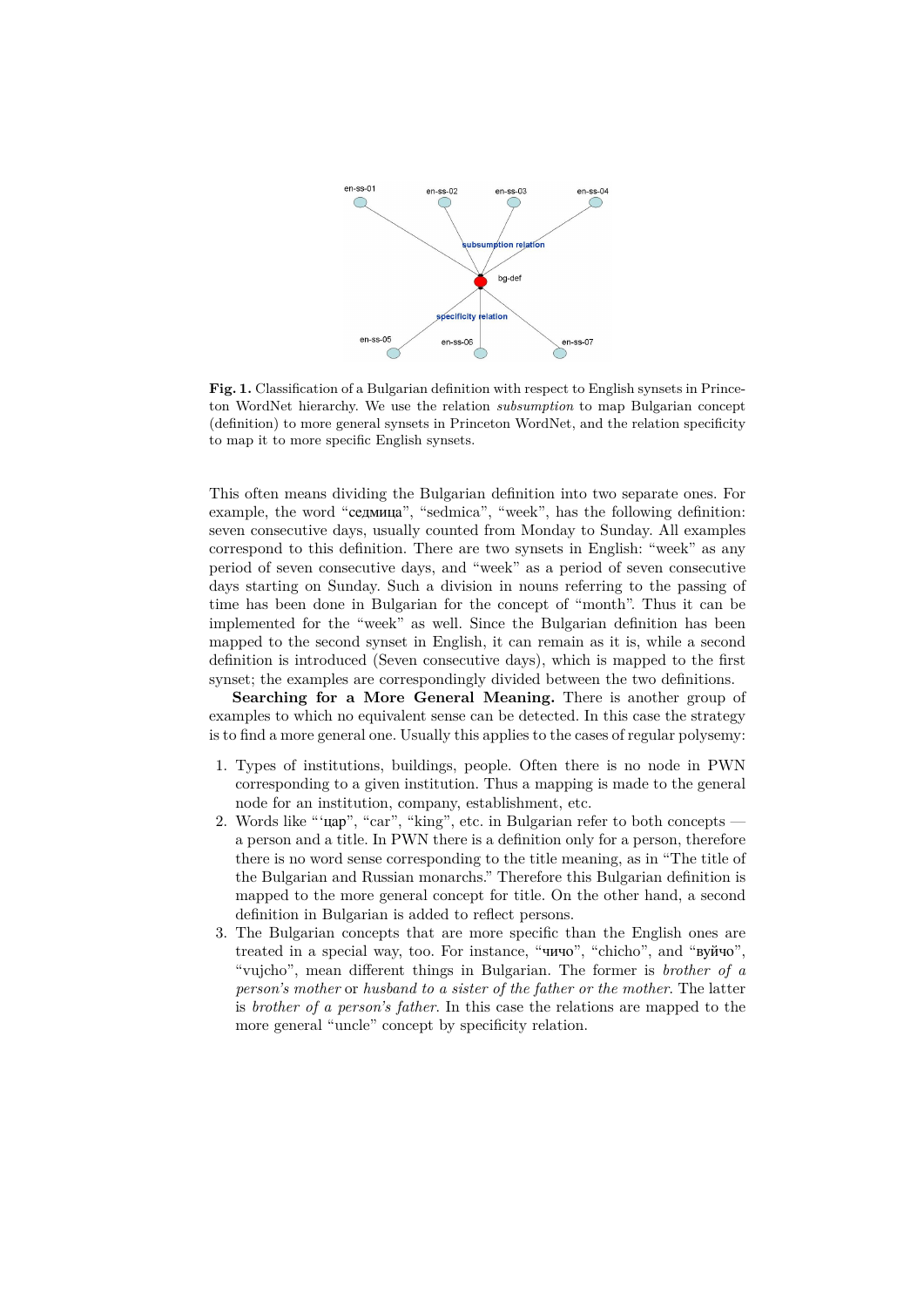**Fig. 1.** Classification of a Bulgarian definition with respect to English synsets in Princeton WordNet hierarchy. We use the relation *subsumption* to map Bulgarian concept (definition) to more general synsets in Princeton WordNet, and the relation specificity to map it to more specific English synsets.

This often means dividing the Bulgarian definition into two separate ones. For example, the word "седмица", "sedmica", "week", has the following definition: seven consecutive days, usually counted from Monday to Sunday. All examples correspond to this definition. There are two synsets in English: "week" as any period of seven consecutive days, and "week" as a period of seven consecutive days starting on Sunday. Such a division in nouns referring to the passing of time has been done in Bulgarian for the concept of "month". Thus it can be implemented for the "week" as well. Since the Bulgarian definition has been mapped to the second synset in English, it can remain as it is, while a second definition is introduced (Seven consecutive days), which is mapped to the first synset; the examples are correspondingly divided between the two definitions.

**Searching for a More General Meaning.** There is another group of examples to which no equivalent sense can be detected. In this case the strategy is to find a more general one. Usually this applies to the cases of regular polysemy:

1. Types of institutions, buildings, people. Often there is no node in PWN corresponding to a given institution. Thus a mapping is made to the general node for an institution, company, establishment, etc.
2. Words like "'цар", "car", "king", etc. in Bulgarian refer to both concepts — a person and a title. In PWN there is a definition only for a person, therefore there is no word sense corresponding to the title meaning, as in "The title of the Bulgarian and Russian monarchs." Therefore this Bulgarian definition is mapped to the more general concept for title. On the other hand, a second definition in Bulgarian is added to reflect persons.
3. The Bulgarian concepts that are more specific than the English ones are treated in a special way, too. For instance, "чичо", "chicho", and "вуйчо", "vujcho", mean different things in Bulgarian. The former is *brother of a person's mother* or *husband to a sister of the father or the mother*. The latter is *brother of a person's father*. In this case the relations are mapped to the more general "uncle" concept by specificity relation.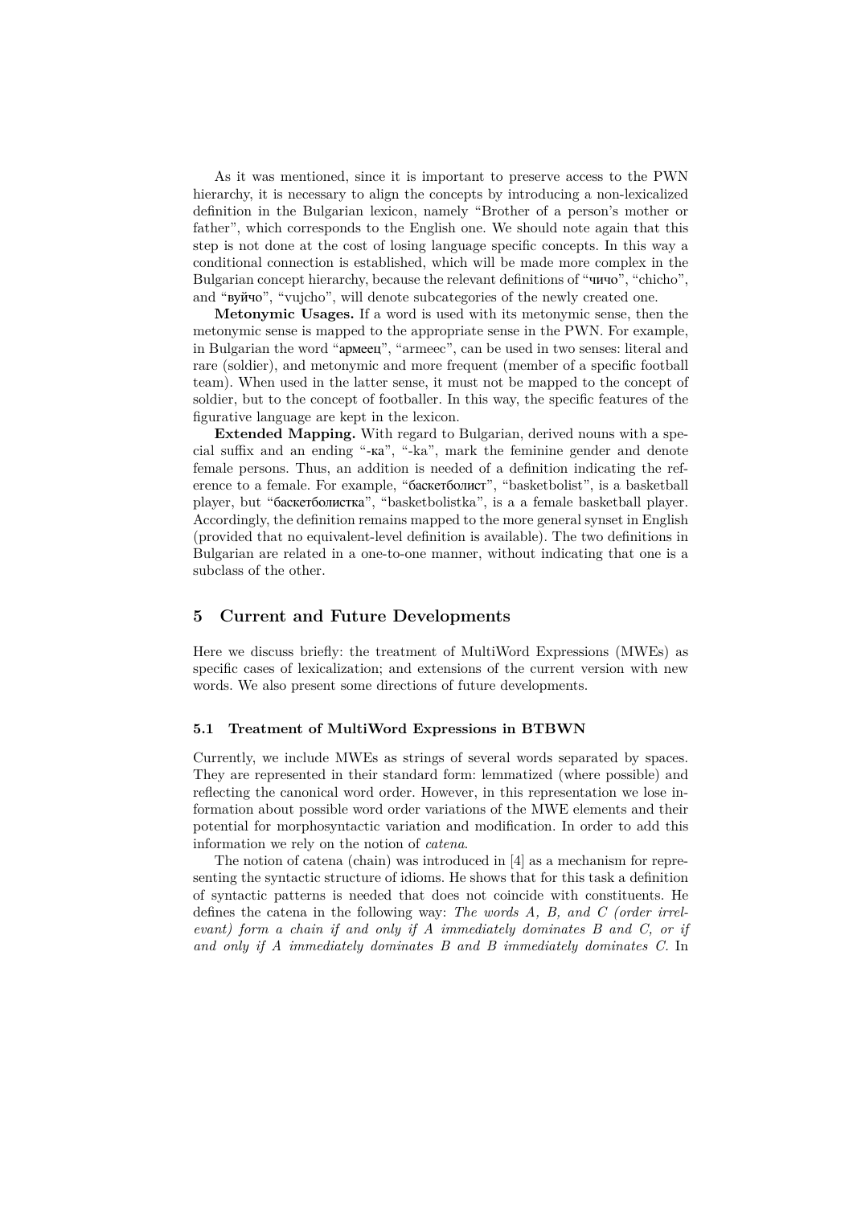As it was mentioned, since it is important to preserve access to the PWN hierarchy, it is necessary to align the concepts by introducing a non-lexicalized definition in the Bulgarian lexicon, namely "Brother of a person's mother or father", which corresponds to the English one. We should note again that this step is not done at the cost of losing language specific concepts. In this way a conditional connection is established, which will be made more complex in the Bulgarian concept hierarchy, because the relevant definitions of "чичо", "chicho", and "вуйчо", "vujcho", will denote subcategories of the newly created one.

**Metonymic Usages.** If a word is used with its metonymic sense, then the metonymic sense is mapped to the appropriate sense in the PWN. For example, in Bulgarian the word "армеец", "armeec", can be used in two senses: literal and rare (soldier), and metonymic and more frequent (member of a specific football team). When used in the latter sense, it must not be mapped to the concept of soldier, but to the concept of footballer. In this way, the specific features of the figurative language are kept in the lexicon.

**Extended Mapping.** With regard to Bulgarian, derived nouns with a special suffix and an ending "-ка", "-ka", mark the feminine gender and denote female persons. Thus, an addition is needed of a definition indicating the reference to a female. For example, "баскетболист", "basketbolist", is a basketball player, but "баскетболистка", "basketbolistka", is a a female basketball player. Accordingly, the definition remains mapped to the more general synset in English (provided that no equivalent-level definition is available). The two definitions in Bulgarian are related in a one-to-one manner, without indicating that one is a subclass of the other.

## 5 Current and Future Developments

Here we discuss briefly: the treatment of MultiWord Expressions (MWEs) as specific cases of lexicalization; and extensions of the current version with new words. We also present some directions of future developments.

### 5.1 Treatment of MultiWord Expressions in BTBWN

Currently, we include MWEs as strings of several words separated by spaces. They are represented in their standard form: lemmatized (where possible) and reflecting the canonical word order. However, in this representation we lose information about possible word order variations of the MWE elements and their potential for morphosyntactic variation and modification. In order to add this information we rely on the notion of *catena*.

The notion of catena (chain) was introduced in [4] as a mechanism for representing the syntactic structure of idioms. He shows that for this task a definition of syntactic patterns is needed that does not coincide with constituents. He defines the catena in the following way: *The words A, B, and C (order irrelevant) form a chain if and only if A immediately dominates B and C, or if and only if A immediately dominates B and B immediately dominates C.* In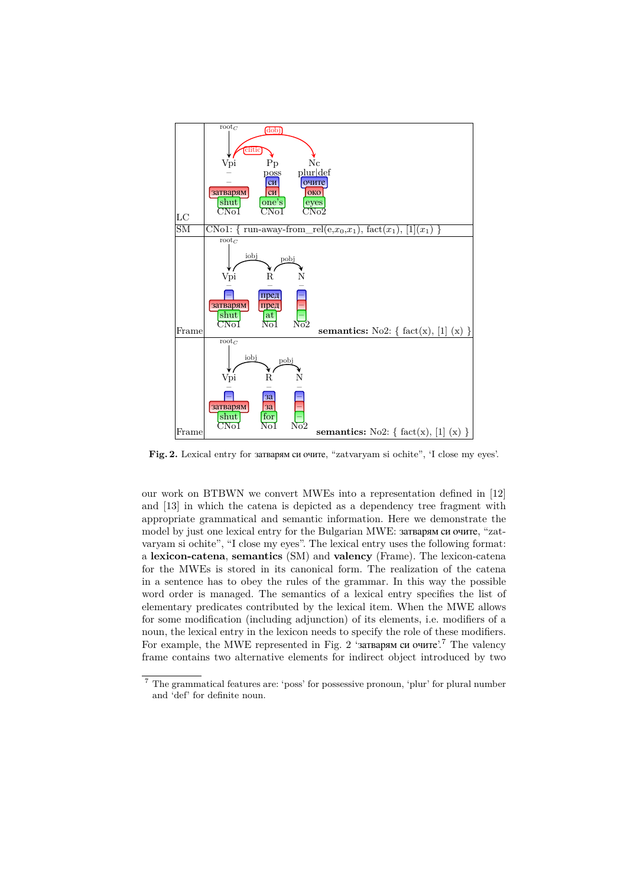| LC | root$_C$ ; Vpi – – затварям shut CNo1 ; Pp poss си си one's CNo1 ; Nc plur\|def очите око eyes CNo2 ; clitic (Vpi → Pp) ; dobj (Vpi → Nc) |
|---|---|
| SM | CNo1: { run-away-from_rel(e,$x_0$,$x_1$), fact($x_1$), [1]($x_1$) } |
| Frame | root$_C$ ; Vpi – – затварям shut CNo1 ; R – пред пред at No1 ; N – – – – No2 ; iobj (Vpi → R) ; pobj (R → N) ; **semantics:** No2: { fact(x), [1] (x) } |
| Frame | root$_C$ ; Vpi – – затварям shut CNo1 ; R – за за for No1 ; N – – – – No2 ; iobj (Vpi → R) ; pobj (R → N) ; **semantics:** No2: { fact(x), [1] (x) } |

**Fig. 2.** Lexical entry for затварям си очите, "zatvaryam si ochite", 'I close my eyes'.

our work on BTBWN we convert MWEs into a representation defined in [12] and [13] in which the catena is depicted as a dependency tree fragment with appropriate grammatical and semantic information. Here we demonstrate the model by just one lexical entry for the Bulgarian MWE: затварям си очите, "zatvaryam si ochite", "I close my eyes". The lexical entry uses the following format: a **lexicon-catena**, **semantics** (SM) and **valency** (Frame). The lexicon-catena for the MWEs is stored in its canonical form. The realization of the catena in a sentence has to obey the rules of the grammar. In this way the possible word order is managed. The semantics of a lexical entry specifies the list of elementary predicates contributed by the lexical item. When the MWE allows for some modification (including adjunction) of its elements, i.e. modifiers of a noun, the lexical entry in the lexicon needs to specify the role of these modifiers. For example, the MWE represented in Fig. 2 'затварям си очите'.[7] The valency frame contains two alternative elements for indirect object introduced by two

---

[7] The grammatical features are: 'poss' for possessive pronoun, 'plur' for plural number and 'def' for definite noun.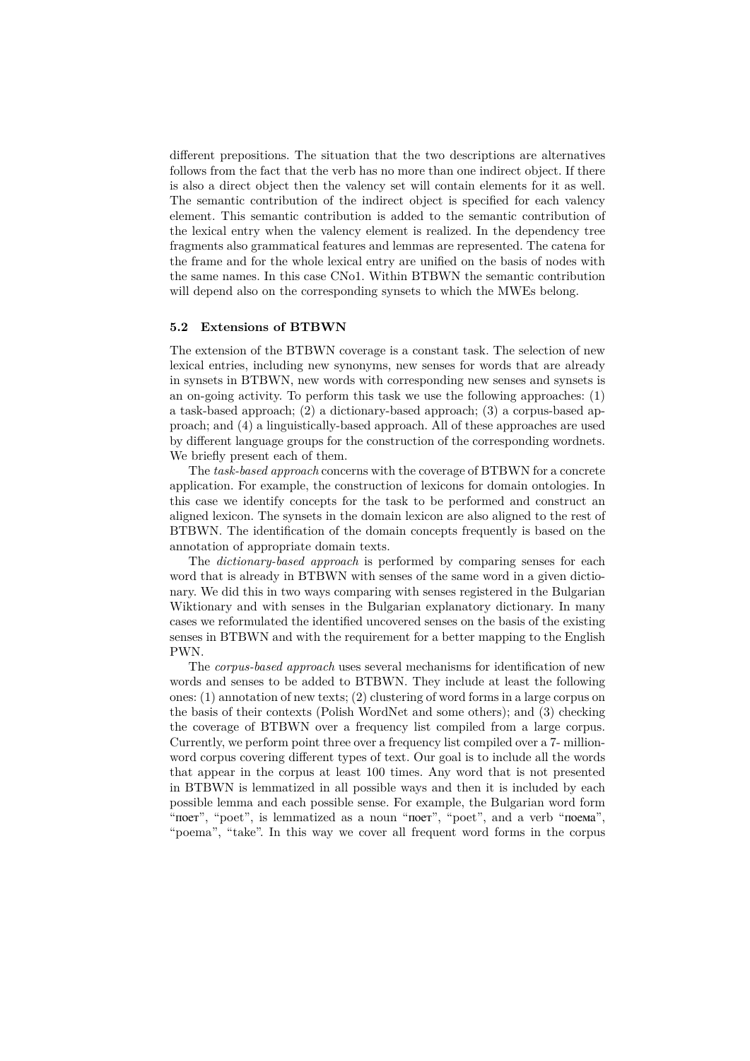different prepositions. The situation that the two descriptions are alternatives follows from the fact that the verb has no more than one indirect object. If there is also a direct object then the valency set will contain elements for it as well. The semantic contribution of the indirect object is specified for each valency element. This semantic contribution is added to the semantic contribution of the lexical entry when the valency element is realized. In the dependency tree fragments also grammatical features and lemmas are represented. The catena for the frame and for the whole lexical entry are unified on the basis of nodes with the same names. In this case CNo1. Within BTBWN the semantic contribution will depend also on the corresponding synsets to which the MWEs belong.

### 5.2 Extensions of BTBWN

The extension of the BTBWN coverage is a constant task. The selection of new lexical entries, including new synonyms, new senses for words that are already in synsets in BTBWN, new words with corresponding new senses and synsets is an on-going activity. To perform this task we use the following approaches: (1) a task-based approach; (2) a dictionary-based approach; (3) a corpus-based approach; and (4) a linguistically-based approach. All of these approaches are used by different language groups for the construction of the corresponding wordnets. We briefly present each of them.

The *task-based approach* concerns with the coverage of BTBWN for a concrete application. For example, the construction of lexicons for domain ontologies. In this case we identify concepts for the task to be performed and construct an aligned lexicon. The synsets in the domain lexicon are also aligned to the rest of BTBWN. The identification of the domain concepts frequently is based on the annotation of appropriate domain texts.

The *dictionary-based approach* is performed by comparing senses for each word that is already in BTBWN with senses of the same word in a given dictionary. We did this in two ways comparing with senses registered in the Bulgarian Wiktionary and with senses in the Bulgarian explanatory dictionary. In many cases we reformulated the identified uncovered senses on the basis of the existing senses in BTBWN and with the requirement for a better mapping to the English PWN.

The *corpus-based approach* uses several mechanisms for identification of new words and senses to be added to BTBWN. They include at least the following ones: (1) annotation of new texts; (2) clustering of word forms in a large corpus on the basis of their contexts (Polish WordNet and some others); and (3) checking the coverage of BTBWN over a frequency list compiled from a large corpus. Currently, we perform point three over a frequency list compiled over a 7- million-word corpus covering different types of text. Our goal is to include all the words that appear in the corpus at least 100 times. Any word that is not presented in BTBWN is lemmatized in all possible ways and then it is included by each possible lemma and each possible sense. For example, the Bulgarian word form "поет", "poet", is lemmatized as a noun "поет", "poet", and a verb "поема", "poema", "take". In this way we cover all frequent word forms in the corpus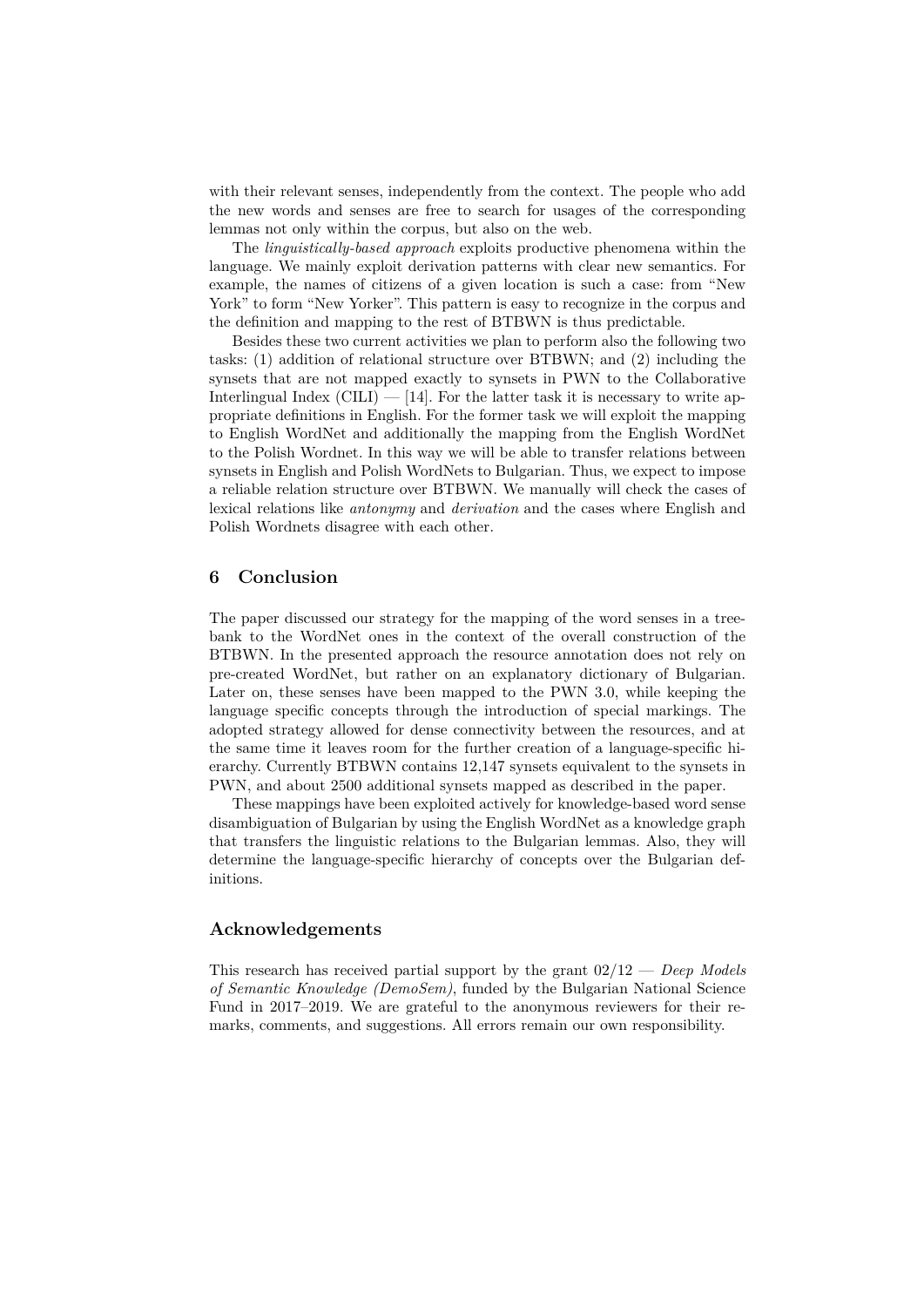with their relevant senses, independently from the context. The people who add the new words and senses are free to search for usages of the corresponding lemmas not only within the corpus, but also on the web.

The *linguistically-based approach* exploits productive phenomena within the language. We mainly exploit derivation patterns with clear new semantics. For example, the names of citizens of a given location is such a case: from "New York" to form "New Yorker". This pattern is easy to recognize in the corpus and the definition and mapping to the rest of BTBWN is thus predictable.

Besides these two current activities we plan to perform also the following two tasks: (1) addition of relational structure over BTBWN; and (2) including the synsets that are not mapped exactly to synsets in PWN to the Collaborative Interlingual Index (CILI) — [14]. For the latter task it is necessary to write appropriate definitions in English. For the former task we will exploit the mapping to English WordNet and additionally the mapping from the English WordNet to the Polish Wordnet. In this way we will be able to transfer relations between synsets in English and Polish WordNets to Bulgarian. Thus, we expect to impose a reliable relation structure over BTBWN. We manually will check the cases of lexical relations like *antonymy* and *derivation* and the cases where English and Polish Wordnets disagree with each other.

## 6 Conclusion

The paper discussed our strategy for the mapping of the word senses in a treebank to the WordNet ones in the context of the overall construction of the BTBWN. In the presented approach the resource annotation does not rely on pre-created WordNet, but rather on an explanatory dictionary of Bulgarian. Later on, these senses have been mapped to the PWN 3.0, while keeping the language specific concepts through the introduction of special markings. The adopted strategy allowed for dense connectivity between the resources, and at the same time it leaves room for the further creation of a language-specific hierarchy. Currently BTBWN contains 12,147 synsets equivalent to the synsets in PWN, and about 2500 additional synsets mapped as described in the paper.

These mappings have been exploited actively for knowledge-based word sense disambiguation of Bulgarian by using the English WordNet as a knowledge graph that transfers the linguistic relations to the Bulgarian lemmas. Also, they will determine the language-specific hierarchy of concepts over the Bulgarian definitions.

## Acknowledgements

This research has received partial support by the grant 02/12 — *Deep Models of Semantic Knowledge (DemoSem)*, funded by the Bulgarian National Science Fund in 2017–2019. We are grateful to the anonymous reviewers for their remarks, comments, and suggestions. All errors remain our own responsibility.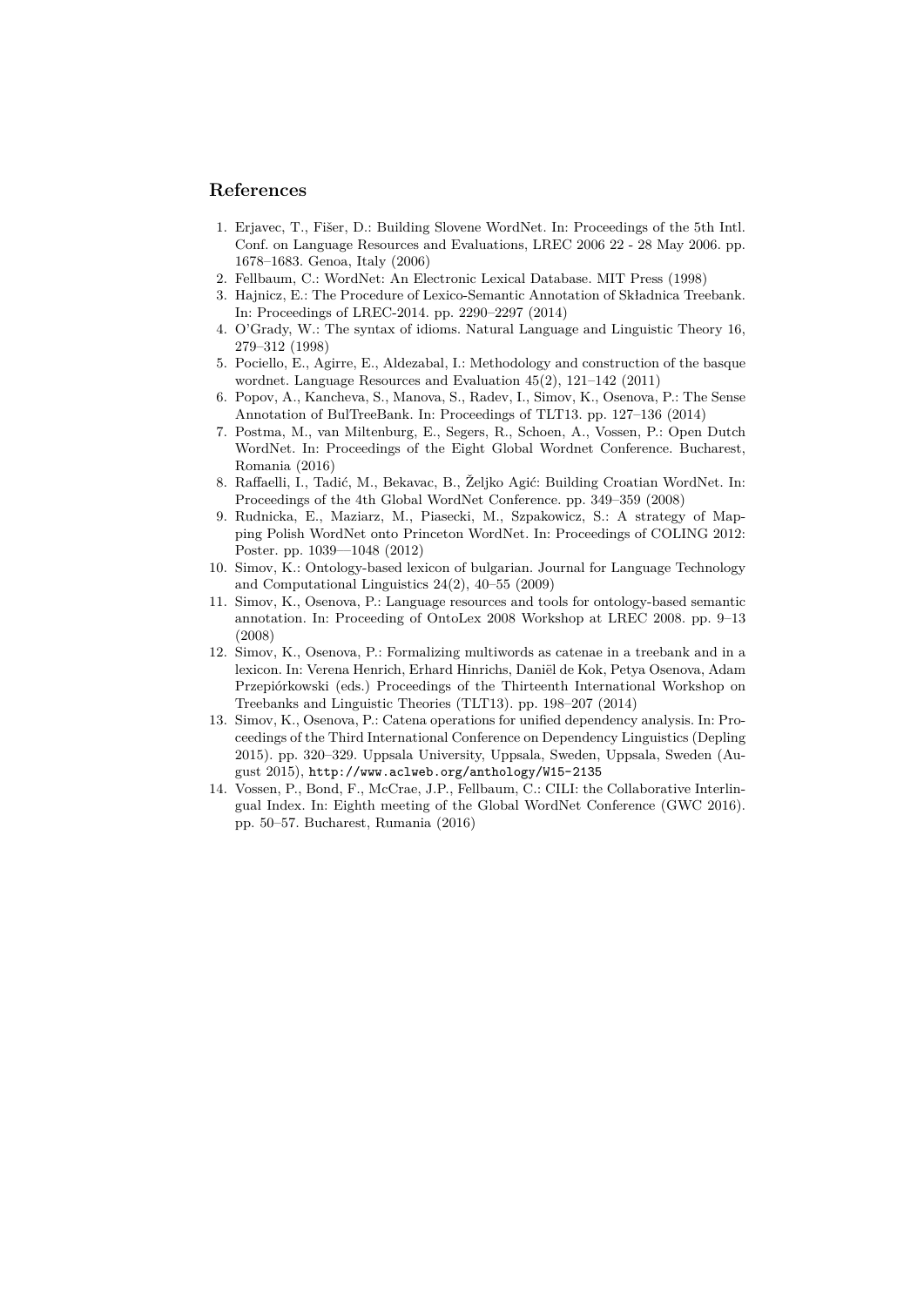## References

1. Erjavec, T., Fišer, D.: Building Slovene WordNet. In: Proceedings of the 5th Intl. Conf. on Language Resources and Evaluations, LREC 2006 22 - 28 May 2006. pp. 1678–1683. Genoa, Italy (2006)
2. Fellbaum, C.: WordNet: An Electronic Lexical Database. MIT Press (1998)
3. Hajnicz, E.: The Procedure of Lexico-Semantic Annotation of Składnica Treebank. In: Proceedings of LREC-2014. pp. 2290–2297 (2014)
4. O'Grady, W.: The syntax of idioms. Natural Language and Linguistic Theory 16, 279–312 (1998)
5. Pociello, E., Agirre, E., Aldezabal, I.: Methodology and construction of the basque wordnet. Language Resources and Evaluation 45(2), 121–142 (2011)
6. Popov, A., Kancheva, S., Manova, S., Radev, I., Simov, K., Osenova, P.: The Sense Annotation of BulTreeBank. In: Proceedings of TLT13. pp. 127–136 (2014)
7. Postma, M., van Miltenburg, E., Segers, R., Schoen, A., Vossen, P.: Open Dutch WordNet. In: Proceedings of the Eight Global Wordnet Conference. Bucharest, Romania (2016)
8. Raffaelli, I., Tadić, M., Bekavac, B., Željko Agić: Building Croatian WordNet. In: Proceedings of the 4th Global WordNet Conference. pp. 349–359 (2008)
9. Rudnicka, E., Maziarz, M., Piasecki, M., Szpakowicz, S.: A strategy of Mapping Polish WordNet onto Princeton WordNet. In: Proceedings of COLING 2012: Poster. pp. 1039—1048 (2012)
10. Simov, K.: Ontology-based lexicon of bulgarian. Journal for Language Technology and Computational Linguistics 24(2), 40–55 (2009)
11. Simov, K., Osenova, P.: Language resources and tools for ontology-based semantic annotation. In: Proceeding of OntoLex 2008 Workshop at LREC 2008. pp. 9–13 (2008)
12. Simov, K., Osenova, P.: Formalizing multiwords as catenae in a treebank and in a lexicon. In: Verena Henrich, Erhard Hinrichs, Daniël de Kok, Petya Osenova, Adam Przepiórkowski (eds.) Proceedings of the Thirteenth International Workshop on Treebanks and Linguistic Theories (TLT13). pp. 198–207 (2014)
13. Simov, K., Osenova, P.: Catena operations for unified dependency analysis. In: Proceedings of the Third International Conference on Dependency Linguistics (Depling 2015). pp. 320–329. Uppsala University, Uppsala, Sweden, Uppsala, Sweden (August 2015), http://www.aclweb.org/anthology/W15-2135
14. Vossen, P., Bond, F., McCrae, J.P., Fellbaum, C.: CILI: the Collaborative Interlingual Index. In: Eighth meeting of the Global WordNet Conference (GWC 2016). pp. 50–57. Bucharest, Rumania (2016)